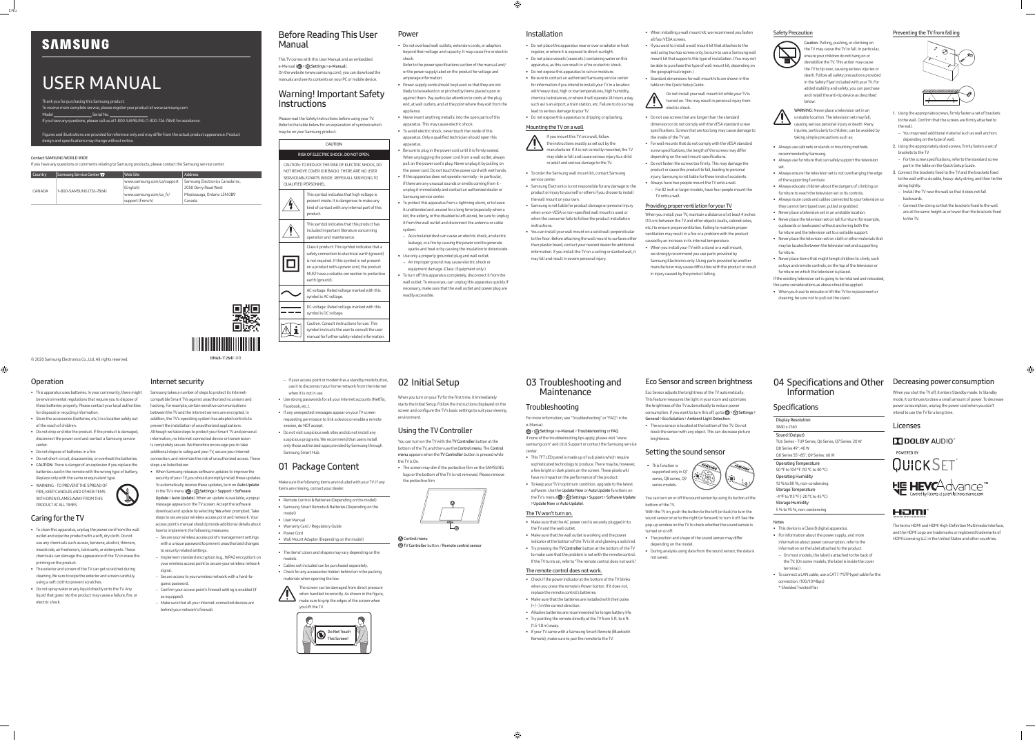# SAMSUNG

# USER MANUAL

Thank you for purchasing this Samsung product.
To receive more complete service, please register your product at www.samsung.com
Model_______________ Serial No._______________
If you have any questions, please call us at1-800-SAMSUNG (1-800-726-7864) for assistance.

Figures and illustrations are provided for reference only and may differ from the actual product appearance. Product design and specifications may change without notice.

Contact SAMSUNG WORLD WIDE
If you have any questions or comments relating to Samsung products, please contact the Samsung service center.

| Country | Samsung Service Center | Web Site | Address |
|---|---|---|---|
| CANADA | 1-800-SAMSUNG (726-7864) | www.samsung.com/ca/support (English) www.samsung.com/ca_fr/support (French) | Samsung Electronics Canada Inc. 2050 Derry Road West Mississauga, Ontario L5N 0B9 Canada |

© 2020 Samsung Electronics Co., Ltd. All rights reserved.

BN68-T264F-00

## Before Reading This User Manual

This TV comes with this User Manual and an embedded e-Manual ( > Settings > e-Manual).
On the website (www.samsung.com), you can download the manuals and see its contents on your PC or mobile device.

## Warning! Important Safety Instructions

Please read the Safety Instructions before using your TV.
Refer to the table below for an explanation of symbols which may be on your Samsung product.

| CAUTION | |
|---|---|
| RISK OF ELECTRIC SHOCK. DO NOT OPEN. | |
| CAUTION: TO REDUCE THE RISK OF ELECTRIC SHOCK, DO NOT REMOVE COVER (OR BACK). THERE ARE NO USER SERVICEABLE PARTS INSIDE. REFER ALL SERVICING TO QUALIFIED PERSONNEL. | |
| | This symbol indicates that high voltage is present inside. It is dangerous to make any kind of contact with any internal part of this product. |
| | This symbol indicates that this product has included important literature concerning operation and maintenance. |
| | Class II product: This symbol indicates that a safety connection to electrical earth (ground) is not required. If this symbol is not present on a product with a power cord, the product MUST have a reliable connection to protective earth (ground). |
| | AC voltage: Rated voltage marked with this symbol is AC voltage. |
| | DC voltage: Rated voltage marked with this symbol is DC voltage. |
| | Caution. Consult instructions for use: This symbol instructs the user to consult the user manual for further safety related information. |

## Power

- Do not overload wall outlets, extension cords, or adaptors beyond their voltage and capacity. It may cause fire or electric shock.
  Refer to the power specifications section of the manual and/or the power supply label on the product for voltage and amperage information.
- Power-supply cords should be placed so that they are not likely to be walked on or pinched by items placed upon or against them. Pay particular attention to cords at the plug end, at wall outlets, and at the point where they exit from the appliance.
- Never insert anything metallic into the open parts of this apparatus. This may cause electric shock.
- To avoid electric shock, never touch the inside of this apparatus. Only a qualified technician should open this apparatus.
- Be sure to plug in the power cord until it is firmly seated. When unplugging the power cord from a wall outlet, always pull on the power cord's plug. Never unplug it by pulling on the power cord. Do not touch the power cord with wet hands.
- If this apparatus does not operate normally - in particular, if there are any unusual sounds or smells coming from it - unplug it immediately and contact an authorized dealer or Samsung service center.
- To protect this apparatus from a lightning storm, or to leave it unattended and unused for a long time (especially when a kid, the elderly, or the disabled is left alone), be sure to unplug it from the wall outlet and disconnect the antenna or cable system.
  – Accumulated dust can cause an electric shock, an electric leakage, or a fire by causing the power cord to generate sparks and heat or by causing the insulation to deteriorate.
- Use only a properly grounded plug and wall outlet.
  – An improper ground may cause electric shock or equipment damage. (Class l Equipment only.)
- To turn off this apparatus completely, disconnect it from the wall outlet. To ensure you can unplug this apparatus quickly if necessary, make sure that the wall outlet and power plug are readily accessible.

## Installation

- Do not place this apparatus near or over a radiator or heat register, or where it is exposed to direct sunlight.
- Do not place vessels (vases etc.) containing water on this apparatus, as this can result in a fire or electric shock.
- Do not expose this apparatus to rain or moisture.
- Be sure to contact an authorized Samsung service center for information if you intend to install your TV in a location with heavy dust, high or low temperatures, high humidity, chemical substances, or where it will operate 24 hours a day such as in an airport, a train station, etc. Failure to do so may lead to serious damage to your TV.
- Do not expose this apparatus to dripping or splashing.

### Mounting the TV on a wall

If you mount this TV on a wall, follow the instructions exactly as set out by the manufacturer. If it is not correctly mounted, the TV may slide or fall and cause serious injury to a child or adult and serious damage to the TV.

- To order the Samsung wall mount kit, contact Samsung service center.
- Samsung Electronics is not responsible for any damage to the product or injury to yourself or others if you choose to install the wall mount on your own.
- Samsung is not liable for product damage or personal injury when a non-VESA or non-specified wall mount is used or when the consumer fails to follow the product installation instructions.
- You can install your wall mount on a solid wall perpendicular to the floor. Before attaching the wall mount to surfaces other than plaster board, contact your nearest dealer for additional information. If you install the TV on a ceiling or slanted wall, it may fall and result in severe personal injury.
- When installing a wall mount kit, we recommend you fasten all four VESA screws.
- If you want to install a wall mount kit that attaches to the wall using two top screws only, be sure to use a Samsung wall mount kit that supports this type of installation. (You may not be able to purchase this type of wall mount kit, depending on the geographical region.)
- Standard dimensions for wall mount kits are shown in the table on the Quick Setup Guide.

Do not install your wall mount kit while your TV is turned on. This may result in personal injury from electric shock.

- Do not use screws that are longer than the standard dimension or do not comply with the VESA standard screw specifications. Screws that are too long may cause damage to the inside of the TV set.
- For wall mounts that do not comply with the VESA standard screw specifications, the length of the screws may differ depending on the wall mount specifications.
- Do not fasten the screws too firmly. This may damage the product or cause the product to fall, leading to personal injury. Samsung is not liable for these kinds of accidents.
- Always have two people mount the TV onto a wall.
  – For 82 inch or larger models, have four people mount the TV onto a wall.

### Providing proper ventilation for your TV

When you install your TV, maintain a distance of at least 4 inches (10 cm) between the TV and other objects (walls, cabinet sides, etc.) to ensure proper ventilation. Failing to maintain proper ventilation may result in a fire or a problem with the product caused by an increase in its internal temperature.

- When you install your TV with a stand or a wall mount, we strongly recommend you use parts provided by Samsung Electronics only. Using parts provided by another manufacturer may cause difficulties with the product or result in injury caused by the product falling.

### Safety Precaution

Caution: Pulling, pushing, or climbing on the TV may cause the TV to fall. In particular, ensure your children do not hang on or destabilize the TV. This action may cause the TV to tip over, causing serious injuries or death. Follow all safety precautions provided in the Safety Flyer included with your TV. For added stability and safety, you can purchase and install the anti-tip device as described below.

WARNING: Never place a television set in an unstable location. The television set may fall, causing serious personal injury or death. Many injuries, particularly to children, can be avoided by taking simple precautions such as:

- Always use cabinets or stands or mounting methods recommended by Samsung.
- Always use furniture that can safely support the television set.
- Always ensure the television set is not overhanging the edge of the supporting furniture.
- Always educate children about the dangers of climbing on furniture to reach the television set or its controls.
- Always route cords and cables connected to your television so they cannot be tripped over, pulled or grabbed.
- Never place a television set in an unstable location.
- Never place the television set on tall furniture (for example, cupboards or bookcases) without anchoring both the furniture and the television set to a suitable support.
- Never place the television set on cloth or other materials that may be located between the television set and supporting furniture.
- Never place items that might tempt children to climb, such as toys and remote controls, on the top of the television or furniture on which the television is placed.

If the existing television set is going to be retained and relocated, the same considerations as above should be applied.

- When you have to relocate or lift the TV for replacement or cleaning, be sure not to pull out the stand.

### Preventing the TV from falling

1. Using the appropriate screws, firmly fasten a set of brackets to the wall. Confirm that the screws are firmly attached to the wall.
   – You may need additional material such as wall anchors depending on the type of wall.
2. Using the appropriately sized screws, firmly fasten a set of brackets to the TV.
   – For the screw specifications, refer to the standard screw part in the table on the Quick Setup Guide.
3. Connect the brackets fixed to the TV and the brackets fixed to the wall with a durable, heavy-duty string, and then tie the string tightly.
   – Install the TV near the wall so that it does not fall backwards.
   – Connect the string so that the brackets fixed to the wall are at the same height as or lower than the brackets fixed to the TV.

## Operation

- This apparatus uses batteries. In your community, there might be environmental regulations that require you to dispose of these batteries properly. Please contact your local authorities for disposal or recycling information.
- Store the accessories (batteries, etc.) in a location safely out of the reach of children.
- Do not drop or strike the product. If the product is damaged, disconnect the power cord and contact a Samsung service center.
- Do not dispose of batteries in a fire.
- Do not short-circuit, disassemble, or overheat the batteries.
- CAUTION: There is danger of an explosion if you replace the batteries used in the remote with the wrong type of battery. Replace only with the same or equivalent type.
- WARNING - TO PREVENT THE SPREAD OF FIRE, KEEP CANDLES AND OTHER ITEMS WITH OPEN FLAMES AWAY FROM THIS PRODUCT AT ALL TIMES.

## Caring for the TV

- To clean this apparatus, unplug the power cord from the wall outlet and wipe the product with a soft, dry cloth. Do not use any chemicals such as wax, benzene, alcohol, thinners, insecticide, air fresheners, lubricants, or detergents. These chemicals can damage the appearance of the TV or erase the printing on the product.
- The exterior and screen of the TV can get scratched during cleaning. Be sure to wipe the exterior and screen carefully using a soft cloth to prevent scratches.
- Do not spray water or any liquid directly onto the TV. Any liquid that goes into the product may cause a failure, fire, or electric shock.

## Internet security

Samsung takes a number of steps to protect its Internet-compatible Smart TVs against unauthorized incursions and hacking. For example, certain sensitive communications between the TV and the Internet servers are encrypted. In addition, the TV's operating system has adopted controls to prevent the installation of unauthorized applications.
Although we take steps to safeguard your Smart TV and personal information, no Internet-connected device or transmission is completely secure. We therefore encourage you to take additional steps to safeguard your TV, secure your Internet connection, and minimize the risk of unauthorized access. These steps are listed below:

- When Samsung releases software updates to improve the security of your TV, you should promptly install these updates. To automatically receive these updates, turn on Auto Update in the TV's menu ( > Settings > Support > Software Update > Auto Update). When an update is available, a popup message appears on the TV screen. Accept the software download and update by selecting Yes when prompted. Take steps to secure your wireless access point and network. Your access point's manual should provide additional details about how to implement the following measures:
  – Secure your wireless access point's management settings with a unique password to prevent unauthorized changes to security related settings.
  – Implement standard encryption (e.g., WPA2 encryption) on your wireless access point to secure your wireless network signal.
  – Secure access to your wireless network with a hard-to-guess password.
  – Confirm your access point's firewall setting is enabled (if so equipped).
  – Make sure that all your Internet-connected devices are behind your network's firewall.
  – If your access point or modem has a standby mode button, use it to disconnect your home network from the Internet when it is not in use.
- Use strong passwords for all your Internet accounts (Netflix, Facebook, etc.).
- If any unexpected messages appear on your TV screen requesting permission to link a device or enable a remote session, do NOT accept.
- Do not visit suspicious web sites and do not install any suspicious programs. We recommend that users install only those authorized apps provided by Samsung through Samsung Smart Hub.

# 01 Package Content

Make sure the following items are included with your TV. If any items are missing, contact your dealer.

- Remote Control & Batteries (Depending on the model)
- Samsung Smart Remote & Batteries (Depending on the model)
- User Manual
- Warranty Card / Regulatory Guide
- Power Cord
- Wall Mount Adapter (Depending on the model)

- The items' colors and shapes may vary depending on the models.
- Cables not included can be purchased separately.
- Check for any accessories hidden behind or in the packing materials when opening the box.

The screen can be damaged from direct pressure when handled incorrectly. As shown in the figure, make sure to grip the edges of the screen when you lift the TV.

Do Not Touch This Screen!

# 02 Initial Setup

When you turn on your TV for the first time, it immediately starts the Initial Setup. Follow the instructions displayed on the screen and configure the TV's basic settings to suit your viewing environment.

## Using the TV Controller

You can turn on the TV with the TV Controller button at the bottom of the TV, and then use the Control menu. The Control menu appears when the TV Controller button is pressed while the TV is On.

- The screen may dim if the protective film on the SAMSUNG logo or the bottom of the TV is not removed. Please remove the protective film.

Ⓐ Control menu
Ⓑ TV Controller button / Remote control sensor

# 03 Troubleshooting and Maintenance

## Troubleshooting

For more information, see "Troubleshooting" or "FAQ" in the e-Manual.
 > Settings > e-Manual > Troubleshooting or FAQ
If none of the troubleshooting tips apply, please visit "www.samsung.com" and click Support or contact the Samsung service center.

- This TFT LED panel is made up of sub pixels which require sophisticated technology to produce. There may be, however, a few bright or dark pixels on the screen. These pixels will have no impact on the performance of the product.
- To keep your TV in optimum condition, upgrade to the latest software. Use the Update Now or Auto Update functions on the TV's menu ( > Settings > Support > Software Update > Update Now or Auto Update).

### The TV won't turn on.

- Make sure that the AC power cord is securely plugged in to the TV and the wall outlet.
- Make sure that the wall outlet is working and the power indicator at the bottom of the TV is lit and glowing a solid red.
- Try pressing the TV Controller button at the bottom of the TV to make sure that the problem is not with the remote control. If the TV turns on, refer to "The remote control does not work."

### The remote control does not work.

- Check if the power indicator at the bottom of the TV blinks when you press the remote's Power button. If it does not, replace the remote control's batteries.
- Make sure that the batteries are installed with their poles (+/–) in the correct direction.
- Alkaline batteries are recommended for longer battery life.
- Try pointing the remote directly at the TV from 5 ft. to 6 ft. (1.5-1.8 m) away.
- If your TV came with a Samsung Smart Remote (Bluetooth Remote), make sure to pair the remote to the TV.

## Eco Sensor and screen brightness

Eco Sensor adjusts the brightness of the TV automatically. This feature measures the light in your room and optimizes the brightness of the TV automatically to reduce power consumption. If you want to turn this off, go to  > Settings > General > Eco Solution > Ambient Light Detection.

- The eco sensor is located at the bottom of the TV. Do not block the sensor with any object. This can decrease picture brightness.

## Setting the sound sensor

- This function is supported only in Q7 series, Q8 series, Q9 series models.

You can turn on or off the sound sensor by using its button at the bottom of the TV.
With the TV on, push the button to the left (or back) to turn the sound sensor on or to the right (or forward) to turn it off. See the pop-up window on the TV to check whether the sound sensor is turned on or off.

- The position and shape of the sound sensor may differ depending on the model.
- During analysis using data from the sound sensor, the data is not saved.

# 04 Specifications and Other Information

## Specifications

| Display Resolution |
|---|
| 3840 x 2160 |
| **Sound (Output)** |
| TU8 Series - TU9 Series, Q6 Series, Q7 Series: 20 W |
| Q8 Series 49": 40 W |
| Q8 Series 55"-85", Q9 Series: 60 W |
| **Operating Temperature** |
| 50 °F to 104 °F (10 °C to 40 °C) |
| **Operating Humidity** |
| 10 % to 80 %, non-condensing |
| **Storage Temperature** |
| -4 °F to 113 °F (-20 °C to 45 °C) |
| **Storage Humidity** |
| 5 % to 95 %, non-condensing |

Notes

- This device is a Class B digital apparatus.
- For information about the power supply, and more information about power consumption, refer to the information on the label attached to the product.
  – On most models, the label is attached to the back of the TV. (On some models, the label is inside the cover terminal.)
- To connect a LAN cable, use a CAT7 (*STP type) cable for the connection. (100/10 Mbps)
  * Shielded Twisted Pair

## Decreasing power consumption

When you shut the TV off, it enters Standby mode. In Standby mode, it continues to draw a small amount of power. To decrease power consumption, unplug the power cord when you don't intend to use the TV for a long time.

## Licenses

DOLBY AUDIO™

POWERED BY QUICKSET®

HEVC Advance™ Covered by Patents at patentlist.hevcadvance.com

HDMI™

The terms HDMI and HDMI High-Definition Multimedia Interface, and the HDMI Logo are trademarks or registered trademarks of HDMI Licensing LLC in the United States and other countries.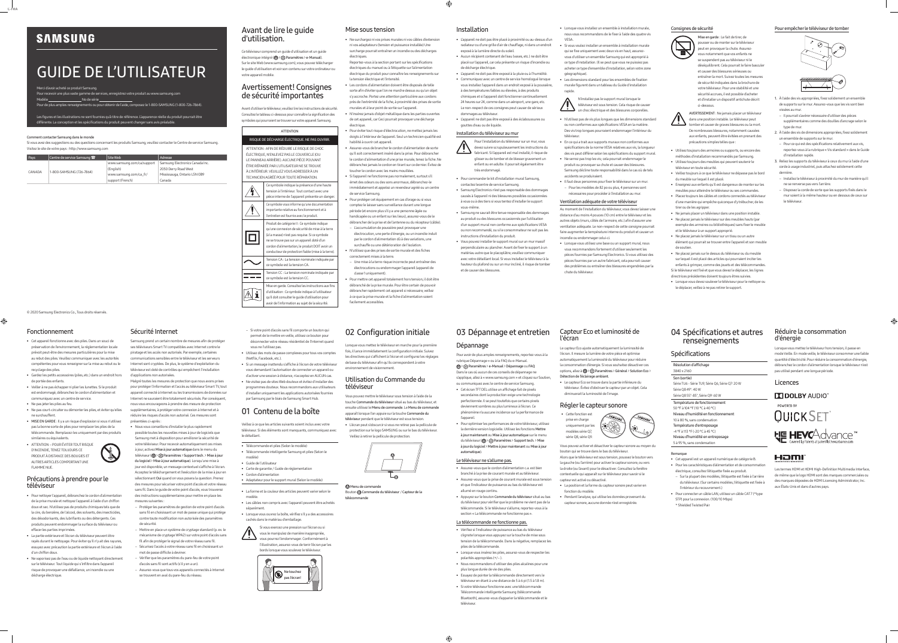# SAMSUNG

# GUIDE DE L'UTILISATEUR

Merci d'avoir acheté ce produit Samsung.
Pour recevoir une plus vaste gamme de services, enregistrez votre produit au www.samsung.com
Modèle _______________ No de série _______________
Pour de plus amples renseignements ou pour obtenir de l'aide, composez le 1-800-SAMSUNG (1-800-726-7864).

Les figures et les illustrations ne sont fournies qu'à titre de référence. L'apparence réelle du produit pourrait être différente. La conception et les spécifications du produit peuvent changer sans avis préalable.

**Comment contacter Samsung dans le monde**

Si vous avez des suggestions ou des questions concernant les produits Samsung, veuillez contacter le Centre de service Samsung.
Visitez le site de votre pays : http://www.samsung.com

| Pays | Centre de service Samsung | Site Web | Adresse |
|---|---|---|---|
| CANADA | 1-800-SAMSUNG (726-7864) | www.samsung.com/ca/support (English) www.samsung.com/ca_fr/support (French) | Samsung Electronics Canada Inc. 2050 Derry Road West Mississauga, Ontario L5N 0B9 Canada |

© 2020 Samsung Electronics Co., Tous droits réservés.

## Avant de lire le guide d'utilisation.

Ce téléviseur comprend un guide d'utilisation et un guide électronique intégré ( > Paramètres > e-Manual).
Sur le site Web (www.samsung.com), vous pouvez télécharger le guide d'utilisation et voir son contenu sur votre ordinateur ou votre appareil mobile.

## Avertissement! Consignes de sécurité importantes

Avant d'utiliser le téléviseur, veuillez lire les instructions de sécurité. Consultez le tableau ci-dessous pour connaître la signification des symboles qui pourraient se trouver sur votre appareil Samsung.

| ATTENTION | |
|---|---|
| RISQUE DE DÉCHARGE ÉLECTRIQUE. NE PAS OUVRIR. | |
| ATTENTION : AFIN DE RÉDUIRE LE RISQUE DE CHOC ÉLECTRIQUE, N'ENLEVEZ PAS LE COUVERCLE (OU LE PANNEAU ARRIÈRE). AUCUNE PIÈCE POUVANT ÊTRE RÉPARÉE PAR L'UTILISATEUR NE SE TROUVE À L'INTÉRIEUR. VEUILLEZ VOUS ADRESSER À UN TECHNICIEN AGRÉÉ POUR TOUTE RÉPARATION. | |
| | Ce symbole indique la présence d'une haute tension à l'intérieur. Tout contact avec une pièce interne de l'appareil présente un danger. |
| | Ce symbole vous informe qu'une documentation importante relative au fonctionnement et à l'entretien est fournie avec le produit. |
| | Produit de catégorie II : Ce symbole indique qu'une connexion de sécurité de mise à la terre (à la masse) n'est pas requise. Si ce symbole ne se trouve pas sur un appareil doté d'un cordon d'alimentation, le produit DOIT avoir un conducteur de protection fiable (mise à la terre). |
| | Tension CA : La tension nominale indiquée par ce symbole est la tension CA. |
| | Tension CC : La tension nominale indiquée par ce symbole est la tension CC. |
| | Mise en garde. Consultez les instructions aux fins d'utilisation : Ce symbole indique à l'utilisateur qu'il doit consulter le guide d'utilisation pour avoir de l'information au sujet de la sécurité. |

## Mise sous tension

- Ne surchargez ni vos prises murales ni vos câbles d'extension ni vos adaptateurs (tension et puissance installée) Une surcharge pourrait entraîner un incendie ou des décharges électriques.
  Reportez-vous à la section portant sur les spécifications électriques du manuel ou à l'étiquette sur l'alimentation électrique du produit pour connaître les renseignements sur la tension électrique et l'intensité.
- Les cordons d'alimentation doivent être disposés de telle sorte afin d'éviter que l'on ne marche dessus ou qu'un objet s'y accroche. Portez une attention particulière aux cordons près de l'extrémité de la fiche, à proximité des prises de sortie murales et à leur point de sortie sur l'appareil.
- N'insérez jamais d'objet métallique dans les parties ouvertes de cet appareil, car Ceci pourrait provoquer une décharge électrique.
- Pour éviter tout risque d'électrocution, ne mettez jamais les doigts à l'intérieur de l'appareil. Seul un technicien qualifié est habilité à ouvrir cet appareil.
- Assurez-vous de brancher le cordon d'alimentation de sorte qu'il soit correctement inséré dans la prise. Pour débrancher le cordon d'alimentation d'une prise murale, tenez la fiche. Ne débranchez jamais le cordon en tirant sur ce dernier. Évitez de toucher le cordon avec les mains mouillées.
- Si l'appareil ne fonctionne pas normalement, surtout s'il émet des odeurs ou des sons anormaux, débranchez-le immédiatement et appelez un revendeur agréé ou un centre de service Samsung.
- Pour protéger cet équipement en cas d'orage ou si vous comptez le laisser sans surveillance durant une longue période (et encore plus s'il y a une personne âgée ou handicapée ou un enfant sur les lieux), assurez-vous de débrancher de la prise et de l'antenne ou du récepteur (câble).
  - L'accumulation de poussière peut provoquer une électrocution, une perte d'énergie, ou un incendie induit par le cordon d'alimentation dû à des variations, une surchauffe ou une détérioration de l'isolation.
- N'utilisez que des prises de sortie murale et des fiches correctement mises à la terre.
  - Une mise à la terre incorrecte peut entraîner des électrocutions ou endommager l'appareil (appareil de classe 1 uniquement).
- Pour mettre cet appareil totalement hors tension, il doit être débranché de la prise murale. Pour être certain de pouvoir débrancher rapidement cet appareil si nécessaire, veillez à ce que la prise murale et la fiche d'alimentation soient facilement accessibles.

## Installation

- L'appareil ne doit pas être placé à proximité ou au-dessus d'un radiateur ou d'une grille d'air de chauffage, ni dans un endroit exposé à la lumière directe du soleil.
- Aucun récipient contenant de l'eau (vases, etc.) ne doit être placé sur l'appareil, car cela présente un risque d'incendie ou de décharge électrique.
- L'appareil ne doit pas être exposé à la pluie ou à l'humidité.
- Communiquez avec un centre de service homologué lorsque vous installez l'appareil dans un endroit exposé à la poussière, à des températures faibles ou élevées, à des produits chimiques et si l'appareil doit fonctionner continuellement 24 heures sur 24, comme dans un aéroport, une gare, etc. Le non-respect de ces consignes peut causer de sérieux dommages au téléviseur.
- L'appareil ne doit pas être exposé à des éclaboussures ou gouttes d'eau ou de liquide.

### Installation du téléviseur au mur

Pour l'installation du téléviseur sur un mur, vous devez suivre scrupuleusement les instructions du fabricant. S'il appareil est mal installé, il risque de glisser ou de tomber et de blesser gravement un enfant ou un adulte. Il pourrait également être très endommagé.

- Pour commander le kit d'installation mural Samsung, contactez l'assemble de service Samsung.
- Samsung Electronics n'est pas responsable des dommages causés à l'appareil ni des blessures possibles occasionnées à vous ou à des tiers si vous tentez d'installer le support vous-même.
- Samsung ne saurait être tenue responsable des dommages au produit ou des blessures occasionnés par l'utilisation d'un support mural non conforme aux spécifications VESA ou non recommandé, ou si le consommateur ne suit pas les instructions d'installation du produit.
- Vous pouvez installer le support mural sur un mur massif perpendiculaire au plancher. Avant de fixer le support à un matériau autre que le placoplâtre, veuillez communiquer avec votre détaillant local. Si vous installez le téléviseur à la hauteur du plafond ou sur un mur incliné, il risque de tomber et de causer des blessures.
- Lorsque vous installez un ensemble à installation murale, nous vous recommandons de le fixer à l'aide des quatre vis VESA.
- Si vous voulez installer un ensemble à installation murale qui se fixe uniquement avec deux vis en haut, assurez-vous d'utiliser un ensemble Samsung qui est approprié à ce type d'installation. (Il se peut que vous ne puissiez pas acheter ce type d'ensemble d'installation, selon votre zone géographique).
- Les dimensions standard pour les ensembles de fixation murale figurent dans un tableau du Guide d'installation rapide.

N'installez pas le support mural lorsque le téléviseur est sous tension. Cela risque de causer un choc électrique et des blessures corporelles.

- N'utilisez pas de vis plus longues que les dimensions standard ou non conformes aux spécifications VESA en la matière. Des vis trop longues pourraient endommager l'intérieur du téléviseur.
- En ce qui a trait aux supports muraux non conformes aux spécifications de la norme VESA relatives aux vis, la longueur des vis peut différer selon les spécifications du support mural.
- Ne serrez pas trop les vis; cela pourrait endommager le produit ou provoquer sa chute et causer des blessures. Samsung décline toute responsabilité dans le cas où de tels accidents se produiraient.
- Il faut deux personnes pour fixer le téléviseur sur un mur.
  - Pour les modèles de 82 po ou plus, 4 personnes sont nécessaires pour procéder à l'installation au mur.

### Ventilation adéquate de votre téléviseur

Au moment de l'installation du téléviseur, vous devez laisser une distance d'au moins 4 pouces (10 cm) entre le téléviseur et les autres objets (murs, côtés de l'armoire, etc.) afin d'assurer une ventilation adéquate. Le non-respect de cette consigne pourrait faire augmenter la température interne du produit et causer un incendie ou endommager celui-ci.

- Lorsque vous utilisez une base ou un support mural, nous vous recommandons fortement d'utiliser seulement les pièces fournies par Samsung Electronics. Si vous utilisez des pièces fournies par un autre fabricant, cela pourrait causer des problèmes ou entraîner des blessures engendrées par la chute du téléviseur.

### Consignes de sécurité

Mise en garde : Le fait de tirer, de pousser ou de monter sur le téléviseur peut en provoquer la chute. Assurez-vous notamment que vos enfants ne se suspendent pas au téléviseur ni le déséquilibrent. Cela pourrait le faire basculer et causer des blessures sérieuses ou entraîner la mort. Suivez toutes les mesures de sécurité indiquées dans la brochure de votre téléviseur. Pour stabilité et une sécurité accrues, il est possible d'acheter et d'installer un dispositif antichute décrit ci-dessous.

AVERTISSEMENT : Ne jamais placer un téléviseur dans une position instable. Le téléviseur peut tomber et causer de graves blessures ou la mort. De nombreuses blessures, notamment causées aux enfants, peuvent être évitées en prenant des précautions simples telles que :

- Utilisez toujours des armoires ou supports, ou encore des méthodes d'installation recommandés par Samsung.
- Utilisez toujours des meubles qui peuvent soutenir le téléviseur en toute sécurité.
- Veillez toujours à ce que le téléviseur ne dépasse pas le bord du meuble sur lequel il est placé.
- Enseignez aux enfants qu'il est dangereux de monter sur les meubles pour atteindre le téléviseur ou ses commandes.
- Placez toujours les câbles et cordons connectés au téléviseur d'une manière qui empêche quiconque d'y trébucher, de les tirer ou de les agripper.
- Ne jamais placer un téléviseur dans une position instable.
- Ne placez jamais le téléviseur sur des meubles hauts (par exemple des armoires ou bibliothèques) sans fixer le meuble et le téléviseur à un support approprié.
- Ne placez jamais le téléviseur sur un tissu ou un autre élément qui pourrait se trouver entre l'appareil et son meuble de soutien.
- Ne placez jamais sur le dessus du téléviseur ou du meuble sur lequel il est placé des articles qui pourraient inciter les enfants à grimper, comme des jouets et des télécommandes.

Si le téléviseur est fixé et que vous devez le déplacer, les lignes directrices précédentes doivent toujours être suivies.

- Lorsque vous devez soulever le téléviseur pour le nettoyer ou le déplacer, veillez à ne pas retirer le support.

### Pour empêcher le téléviseur de tomber

1. À l'aide des vis appropriées, fixez solidement un ensemble de supports sur le mur. Assurez-vous que les vis sont bien insérées au mur.
   - Il pourrait s'avérer nécessaire d'utiliser des pièces supplémentaires comme des douilles d'ancrage selon le type de mur.
2. À l'aide des vis de dimensions appropriées, fixez solidement un ensemble de supports sur le mur.
   - Pour ce qui est des spécifications relativement aux vis, reportez-vous à la rubrique « Vis standard » dans le Guide d'installation rapide.
3. Reliez les supports du téléviseur à ceux du mur à l'aide d'une corde à usage industriel, puis attachez solidement cette dernière.
   - Installez le téléviseur à proximité du mur de manière qu'il ne se renverse pas vers l'arrière.
   - Disposez la corde de sorte que les supports fixés dans le mur soient à la même hauteur ou en dessous de ceux sur le téléviseur.

## Fonctionnement

- Cet appareil fonctionne avec des piles. Dans un souci de préservation de l'environnement, la réglementation locale prévoit peut-être des mesures particulières pour la mise au rebut des piles. Veuillez communiquer avec les autorités compétentes pour vous renseigner sur la mise au rebut ou le recyclage des piles.
- Gardez les petits accessoires (piles, etc.) dans un endroit hors de portée des enfants.
- Veiller à ne pas échapper ni plier les lunettes. Si le produit est endommagé, débranchez le cordon d'alimentation et communiquez avec un centre de service.
- Ne pas jeter les piles au feu.
- Ne pas court-circuiter ou démonter les piles, et éviter qu'elles ne surchauffent.
- **MISE EN GARDE** : Il y a un risque d'explosion si vous n'utilisez pas la bonne sorte de piles pour remplacer les piles de la télécommande. Remplacez-les uniquement par des produits similaires ou équivalents.
- ATTENTION – POUR ÉVITER TOUT RISQUE D'INCENDIE, TENEZ TOUJOURS CE PRODUIT À DISTANCE DES BOUGIES ET AUTRES ARTICLES COMPORTANT UNE FLAMME NUE.

## Précautions à prendre pour le téléviseur

- Pour nettoyer l'appareil, débranchez le cordon d'alimentation de la prise murale et nettoyez l'appareil à l'aide d'un chiffon doux et sec. N'utilisez pas de produits chimiques tels que de la cire, du benzène, de l'alcool, des solvants, des insecticides, des désodorisants, des lubrifiants ou des détergents. Ces produits peuvent endommager la surface du téléviseur ou effacer les parties imprimées.
- La partie extérieure et l'écran du téléviseur peuvent être rayés durant le nettoyage. Pour éviter qu'il n'y ait des rayures, essayez avec précaution la partie extérieure et l'écran à l'aide d'un chiffon doux.
- Ne vaporisez pas de l'eau ou de liquide nettoyant directement sur le téléviseur. Tout liquide qui s'infiltre dans l'appareil risque de provoquer une défaillance, un incendie ou une décharge électrique.

## Sécurité Internet

Samsung prend un certain nombre de mesures afin de protéger ses téléviseurs Smart TV compatibles avec Internet contre le piratage et les accès non autorisés. Par exemple, certaines communications sensibles entre le téléviseur et les serveurs Internet sont cryptées. De plus, le système d'exploitation du téléviseur est doté de contrôles qui empêchent l'installation d'applications non autorisées.

Malgré toutes les mesures de protection que nous avons prises pour protéger l'information et l'accès au téléviseur Smart TV, tout appareil connecté à Internet ou les transmissions de données sur Internet ne sauraient être totalement sécurisés. Par conséquent, nous vous encourageons à prendre des mesure de protection supplémentaires, à protéger votre connexion à Internet et à réduire les risques d'accès non autorisé. Ces mesures sont présentées ci-après :

- Nous vous conseillons d'installer le plus rapidement possible toutes les nouvelles mises à jour de logiciels que Samsung met à disposition pour améliorer la sécurité de votre téléviseur. Pour recevoir automatiquement ces mises à jour, activez **Mise à jour automatique** dans le menu du téléviseur ( > Paramètres > Support tech. > Mise à jour du logiciel > Mise à jour automatique). Lorsqu'une mise à jour est disponible, un message contextuel s'affiche à l'écran. Acceptez le téléchargement et l'exécution de la mise à jour en sélectionnant **Oui** quand on vous posera la question. Prenez des mesures pour sécuriser votre point d'accès et votre réseau sans fil. Dans le guide de votre point d'accès, vous trouverez des instructions supplémentaires pour mettre en place les mesures suivantes :
  - Protéger les paramètres de gestion de votre point d'accès sans fil en choisissant un mot de passe unique qui protège contre toute modification non autorisée des paramètres de sécurité.
  - Mettre en place un système de cryptage standard (p. ex. le mécanisme de cryptage WPA2) sur votre point d'accès sans fil afin de protéger le signal de votre réseau sans fil.
  - Sécurisez l'accès à votre réseau sans fil en choisissant un mot de passe difficile à deviner.
  - Vérifier que les paramètres du pare-feu de votre point d'accès sans fil sont actifs (s'il y en a un).
  - Assurez-vous que tous vos appareils connectés à Internet se trouvent en aval du pare-feu du réseau.
  - Si votre point d'accès sans fil comporte un bouton qui permet de le mettre en veille, utilisez ce bouton pour déconnecter votre réseau résidentiel de l'Internet quand vous ne l'utilisez pas.
- Utilisez des mots de passe complexes pour tous vos comptes (Netflix, Facebook, etc.).
- Si un message inattendu s'affiche à l'écran de votre téléviseur vous demandant l'autorisation de connecter un appareil ou d'activer une session à distance, n'acceptez en AUCUN cas.
- Ne visitez pas de sites Web douteux et évitez d'installer des programmes douteux. Nous recommandons aux utilisateurs d'installer uniquement les applications autorisées fournies par Samsung par le biais de Samsung Smart Hub.

## 01 Contenu de la boîte

Veillez à ce que les articles suivants soient inclus avec votre téléviseur. S'il des éléments sont manquants, communiquez avec le détaillant.

- Télécommande et piles (Selon le modèle)
- Télécommande intelligente Samsung et piles (Selon le modèle)
- Guide de l'utilisateur
- Carte de garantie / Guide de réglementation
- Cordon d'alimentation
- Adaptateur pour le support mural (Selon le modèle)
- La forme et la couleur des articles peuvent varier selon le modèle.
- Les câbles non compris avec l'appareil peuvent être achetés séparément.
- Lorsque vous ouvrez la boîte, vérifiez s'il y a des accessoires cachés dans le matériau d'emballage.

Si vous exercez une pression sur l'écran ou si vous le manipulez de manière inappropriée, vous pourriez l'endommager. Conformément à l'illustration, assurez-vous de tenir l'écran par les bords lorsque vous soulevez le téléviseur.

Ne touchez pas l'écran!

## 02 Configuration initiale

Lorsque vous mettez le téléviseur en marche pour la première fois, il lance immédiatement la configuration initiale. Suivez les directives qui s'affichent à l'écran et configurez les réglages de base du téléviseur afin qu'ils correspondent à votre environnement de visionnement.

### Utilisation du Commande du téléviseur

Vous pouvez mettre le téléviseur sous tension à l'aide de la touche **Commande du téléviseur** situé au bas du téléviseur, et ensuite utilisez le **Menu de commande**. Le **Menu de commande** apparaît lorsque l'on appuie sur la touche **Commande du téléviseur** pendant que le téléviseur est sous tension.

- L'écran peut s'obscurcir si vous ne retirez pas la pellicule de protection sur le logo SAMSUNG ou sur le bas du téléviseur. Veuillez à retirer la pellicule de protection.

Ⓐ Menu de commande
Ⓑ Bouton **Commande du téléviseur / Capteur de la télécommande**

## 03 Dépannage et entretien

### Dépannage

Pour avoir de plus amples renseignements, reportez-vous à la rubrique Dépannage » ou à la FAQ du e-Manual.
 > Paramètres > e-Manual > Dépannage ou FAQ

Dans le cas où aucun de ces conseils de dépannage ne s'applique, allez à « www.samsung.com » et cliquez sur Soutien, ou communiquez avec le centre de service Samsung.

- Cet écran TFT DEL utilise un affichage fait de pixels secondaires dont la production exige une technologie perfectionnée. Il se peut toutefois que certains pixels deviennent sombres ou plus lumineux à l'écran. Ce phénomène n'a aucune incidence sur la performance de l'appareil.
- Pour optimiser les performances de votre téléviseur, utilisez la dernière version logicielle. Utilisez les fonctions **Mettre à jour maintenant** ou **Mise à jour automatique** sur le menu du téléviseur ( > Paramètres > Support tech. > Mise à jour du logiciel > Mettre à jour maintenant ou Mise à jour automatique).

#### Le téléviseur ne s'allume pas.

- Assurez-vous que le cordon d'alimentation c.a. est bien branché à la prise de courant murale et au téléviseur.
- Assurez-vous que la prise de courant murale est sous tension et que l'indicateur de puissance au bas du téléviseur est allumé en rouge continu.
- Appuyez sur le bouton **Commande du téléviseur** situé au bas du téléviseur pour vérifier que le problème ne vient pas de la télécommande. Si le téléviseur s'allume, reportez-vous à la section « La télécommande ne fonctionne pas ».

#### La télécommande ne fonctionne pas.

- Vérifiez si l'indicateur de puissance au bas du téléviseur clignote lorsque vous appuyez sur la touche de mise sous tension de la télécommande. Dans la négative, remplacez les piles de la télécommande.
- Lorsque vous insérez les piles, assurez-vous de respecter les polarités appropriées (+/–).
- Nous recommandons d'utiliser des piles alcalines pour une plus longue durée de vie des piles.
- Essayez de pointer la télécommande directement vers le téléviseur en étant à une distance de 5 à 6 pi (1,5 à 1,8 m).
- Si votre téléviseur fonctionne avec une télécommande Télécommande intelligente Samsung (télécommande Bluetooth), assurez-vous d'apparier la télécommande et le téléviseur.

## Capteur Eco et luminosité de l'écran

Le capteur Eco ajuste automatiquement la luminosité de l'écran. Il mesure la lumière de votre pièce et optimise automatiquement la luminosité du téléviseur pour réduire la consommation d'énergie. Si vous souhaitez désactiver ces options, allez à  >  Paramètres > Général > Solution Eco > **Détection de l'éclairage ambiant**.

- Le capteur Eco se trouve dans la partie inférieure du téléviseur. Évitez d'obstruer le capteur par un objet. Cela diminuerait la luminosité de l'image.

## Régler le capteur sonore

- Cette fonction est prise en charge uniquement par les modèles série Q7, série Q8, série Q9.

Vous pouvez activer et désactiver le capteur sonore au moyen du bouton qui se trouve dans le bas du téléviseur.
Alors que le téléviseur est sous tension, poussez le bouton vers la gauche (ou l'arrière) pour activer le capteur sonore, ou vers la droite (ou l'avant) pour le désactiver. Consultez la fenêtre contextuelle qui apparaît sur le téléviseur pour savoir si le capteur est activé ou désactivé.

- La position et la forme du capteur sonore peut varier en fonction du modèle.
- Pendant l'analyse, qui utilise les données provenant du capteur sonore, aucune donnée n'est enregistrée.

## 04 Spécifications et autres renseignements

### Spécifications

**Résolution d'affichage**
3840 x 2160

**Son (sortie)**
Série TU8 - Série TU9, Série Q6, Série Q7: 20 W
Série Q8 49", 40 W
Série Q8 55"-85", Série Q9: 60 W

**Température de fonctionnement**
50 °F à 104 °F (10 °C à 40 °C)

**Niveau d'humidité en fonctionnement**
10 à 80 %, sans condensation

**Température d'entreposage**
-4 °F à 113 °F (-20 °C à 45 °C)

**Niveau d'humidité en entreposage**
5 à 95 %, sans condensation

**Remarque**

- Cet appareil est un appareil numérique de catégorie B.
- Pour les caractéristiques d'alimentation et de consommation électrique, consultez l'étiquette fixée au produit.
  - Sur la plupart des modèles, l'étiquette est fixée à l'arrière du téléviseur. (Sur certains modèles, l'étiquette est fixée à l'intérieur du recouvrement.)
- Pour connecter un câble LAN, utilisez un câble CAT 7 (*type STP) pour la connexion. (100/10 Mbps)
  * Shielded Twisted Pair

## Réduire la consommation d'énergie

Lorsque vous mettez le téléviseur hors tension, il passe en mode Veille. En mode veille, le téléviseur consomme une faible quantité d'électricité. Pour réduire la consommation d'énergie, débranchez le cordon d'alimentation lorsque le téléviseur n'est pas utilisé pendant une longue période.

## Licences

DOLBY AUDIO™

POWERED BY QUICKSET®

HEVCAdvance™ Covered by Patents at patentlist.hevcadvance.com

HDMI

Les termes HDMI et HDMI High-Definition Multimedia Interface, de même que le logo HDMI sont des marques commerciales ou des marques déposées de HDMI Licensing Administrator, Inc. aux États-Unis et dans d'autres pays.